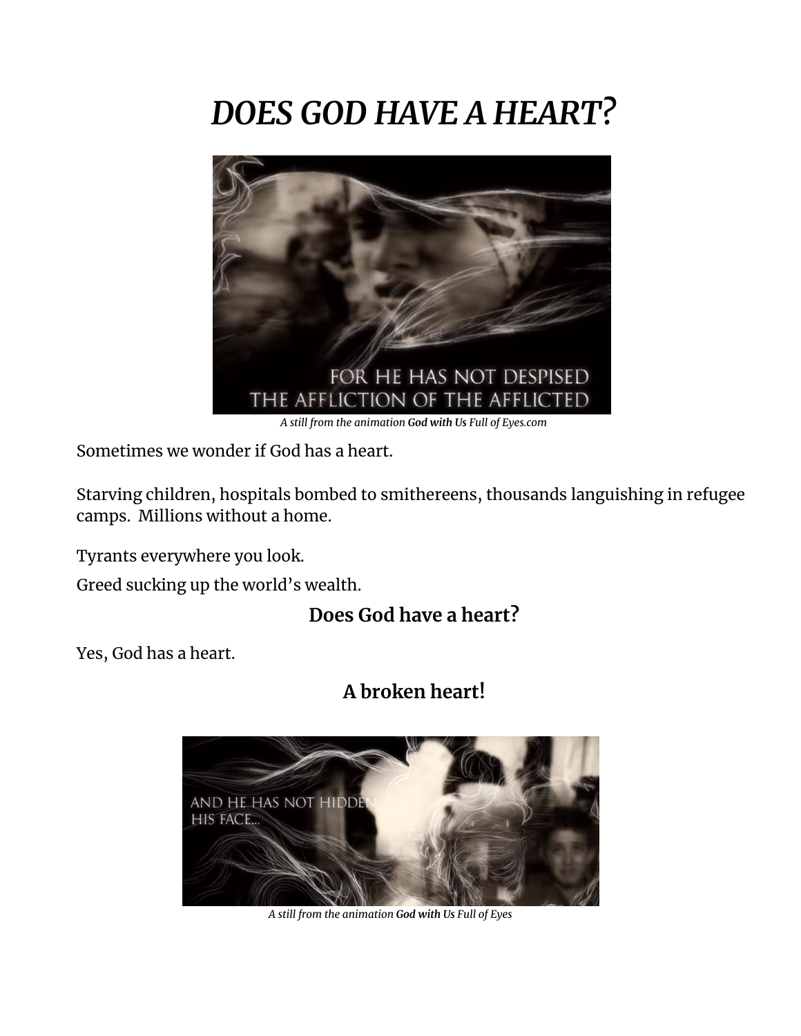# *DOES GOD HAVE A HEART?*

*A still from the animation **God with Us** Full of Eyes.com*

Sometimes we wonder if God has a heart.

Starving children, hospitals bombed to smithereens, thousands languishing in refugee camps. Millions without a home.

Tyrants everywhere you look.

Greed sucking up the world's wealth.

**Does God have a heart?**

Yes, God has a heart.

**A broken heart!**

*A still from the animation **God with Us** Full of Eyes*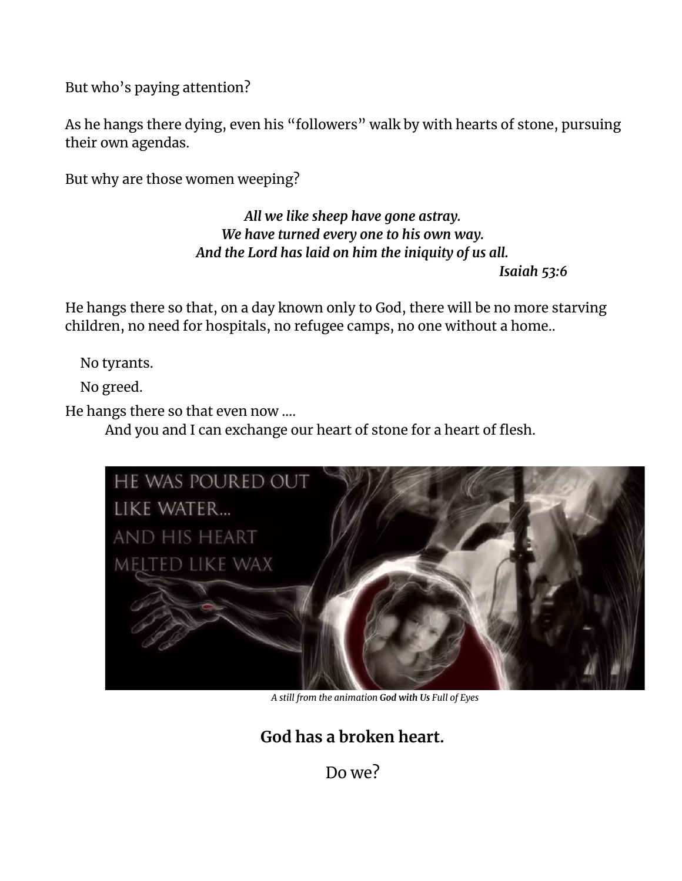But who's paying attention?

As he hangs there dying, even his "followers" walk by with hearts of stone, pursuing their own agendas.

But why are those women weeping?

> ***All we like sheep have gone astray.***
> ***We have turned every one to his own way.***
> ***And the Lord has laid on him the iniquity of us all.***
> ***Isaiah 53:6***

He hangs there so that, on a day known only to God, there will be no more starving children, no need for hospitals, no refugee camps, no one without a home..

No tyrants.

No greed.

He hangs there so that even now ....

And you and I can exchange our heart of stone for a heart of flesh.

*A still from the animation **God with Us** Full of Eyes*

**God has a broken heart.**

Do we?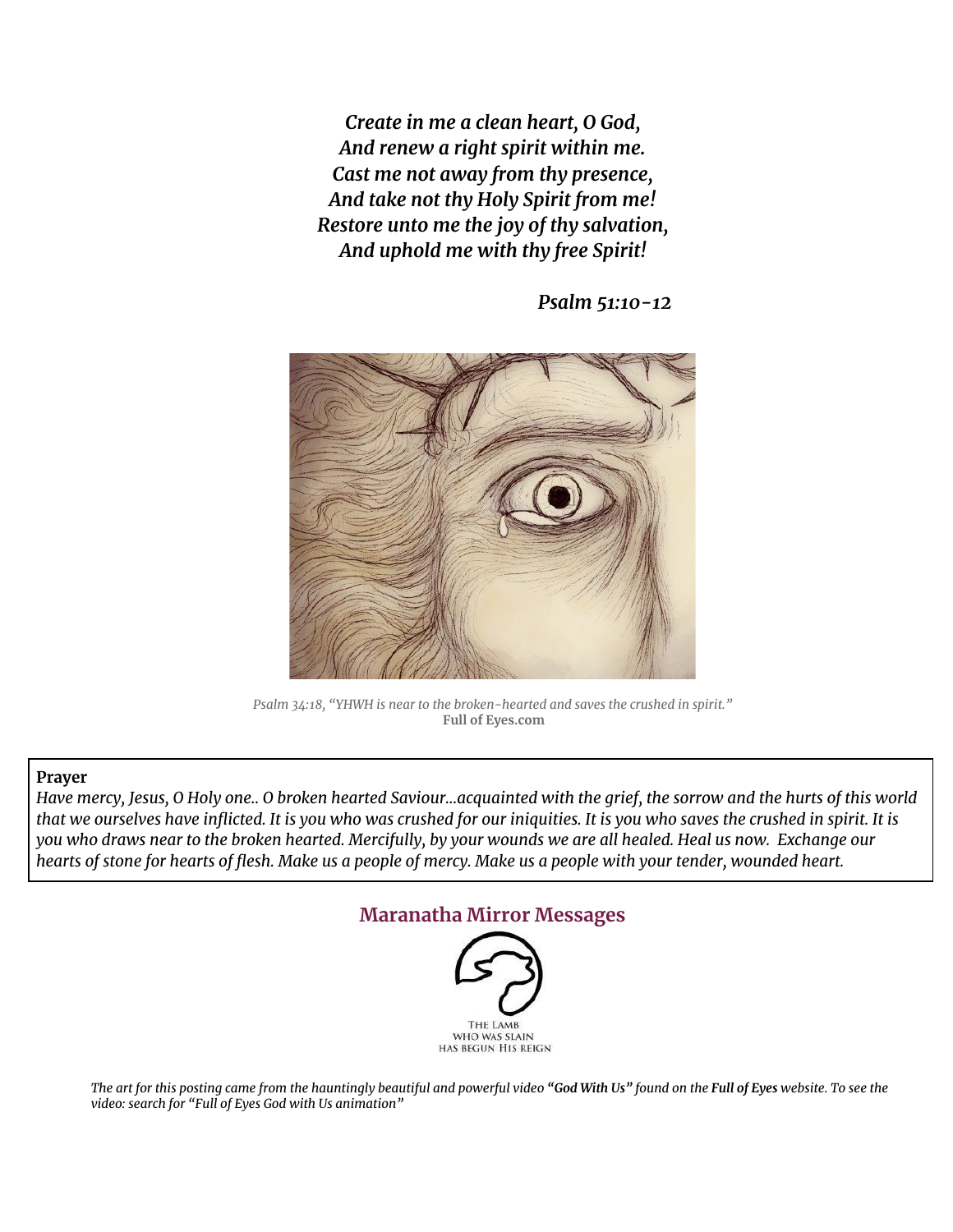*Create in me a clean heart, O God,*
*And renew a right spirit within me.*
*Cast me not away from thy presence,*
*And take not thy Holy Spirit from me!*
*Restore unto me the joy of thy salvation,*
*And uphold me with thy free Spirit!*

*Psalm 51:10-12*

*Psalm 34:18, "YHWH is near to the broken-hearted and saves the crushed in spirit."*
**Full of Eyes.com**

**Prayer**

*Have mercy, Jesus, O Holy one.. O broken hearted Saviour...acquainted with the grief, the sorrow and the hurts of this world that we ourselves have inflicted. It is you who was crushed for our iniquities. It is you who saves the crushed in spirit. It is you who draws near to the broken hearted. Mercifully, by your wounds we are all healed. Heal us now. Exchange our hearts of stone for hearts of flesh. Make us a people of mercy. Make us a people with your tender, wounded heart.*

## Maranatha Mirror Messages

THE LAMB
WHO WAS SLAIN
HAS BEGUN HIS REIGN

*The art for this posting came from the hauntingly beautiful and powerful video **"God With Us"** found on the **Full of Eyes** website. To see the video: search for "Full of Eyes God with Us animation"*